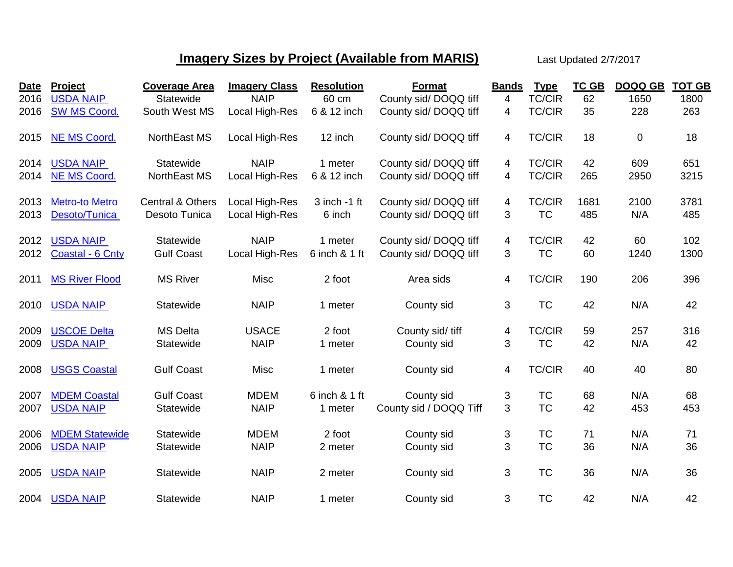# Imagery Sizes by Project (Available from MARIS)

Last Updated 2/7/2017

| Date | Project | Coverage Area | Imagery Class | Resolution | Format | Bands | Type | TC GB | DOQQ GB | TOT GB |
|---|---|---|---|---|---|---|---|---|---|---|
| 2016 | USDA NAIP | Statewide | NAIP | 60 cm | County sid/ DOQQ tiff | 4 | TC/CIR | 62 | 1650 | 1800 |
| 2016 | SW MS Coord. | South West MS | Local High-Res | 6 & 12 inch | County sid/ DOQQ tiff | 4 | TC/CIR | 35 | 228 | 263 |
| 2015 | NE MS Coord. | NorthEast MS | Local High-Res | 12 inch | County sid/ DOQQ tiff | 4 | TC/CIR | 18 | 0 | 18 |
| 2014 | USDA NAIP | Statewide | NAIP | 1 meter | County sid/ DOQQ tiff | 4 | TC/CIR | 42 | 609 | 651 |
| 2014 | NE MS Coord. | NorthEast MS | Local High-Res | 6 & 12 inch | County sid/ DOQQ tiff | 4 | TC/CIR | 265 | 2950 | 3215 |
| 2013 | Metro-to Metro | Central & Others | Local High-Res | 3 inch -1 ft | County sid/ DOQQ tiff | 4 | TC/CIR | 1681 | 2100 | 3781 |
| 2013 | Desoto/Tunica | Desoto Tunica | Local High-Res | 6 inch | County sid/ DOQQ tiff | 3 | TC | 485 | N/A | 485 |
| 2012 | USDA NAIP | Statewide | NAIP | 1 meter | County sid/ DOQQ tiff | 4 | TC/CIR | 42 | 60 | 102 |
| 2012 | Coastal - 6 Cnty | Gulf Coast | Local High-Res | 6 inch & 1 ft | County sid/ DOQQ tiff | 3 | TC | 60 | 1240 | 1300 |
| 2011 | MS River Flood | MS River | Misc | 2 foot | Area sids | 4 | TC/CIR | 190 | 206 | 396 |
| 2010 | USDA NAIP | Statewide | NAIP | 1 meter | County sid | 3 | TC | 42 | N/A | 42 |
| 2009 | USCOE Delta | MS Delta | USACE | 2 foot | County sid/ tiff | 4 | TC/CIR | 59 | 257 | 316 |
| 2009 | USDA NAIP | Statewide | NAIP | 1 meter | County sid | 3 | TC | 42 | N/A | 42 |
| 2008 | USGS Coastal | Gulf Coast | Misc | 1 meter | County sid | 4 | TC/CIR | 40 | 40 | 80 |
| 2007 | MDEM Coastal | Gulf Coast | MDEM | 6 inch & 1 ft | County sid | 3 | TC | 68 | N/A | 68 |
| 2007 | USDA NAIP | Statewide | NAIP | 1 meter | County sid / DOQQ Tiff | 3 | TC | 42 | 453 | 453 |
| 2006 | MDEM Statewide | Statewide | MDEM | 2 foot | County sid | 3 | TC | 71 | N/A | 71 |
| 2006 | USDA NAIP | Statewide | NAIP | 2 meter | County sid | 3 | TC | 36 | N/A | 36 |
| 2005 | USDA NAIP | Statewide | NAIP | 2 meter | County sid | 3 | TC | 36 | N/A | 36 |
| 2004 | USDA NAIP | Statewide | NAIP | 1 meter | County sid | 3 | TC | 42 | N/A | 42 |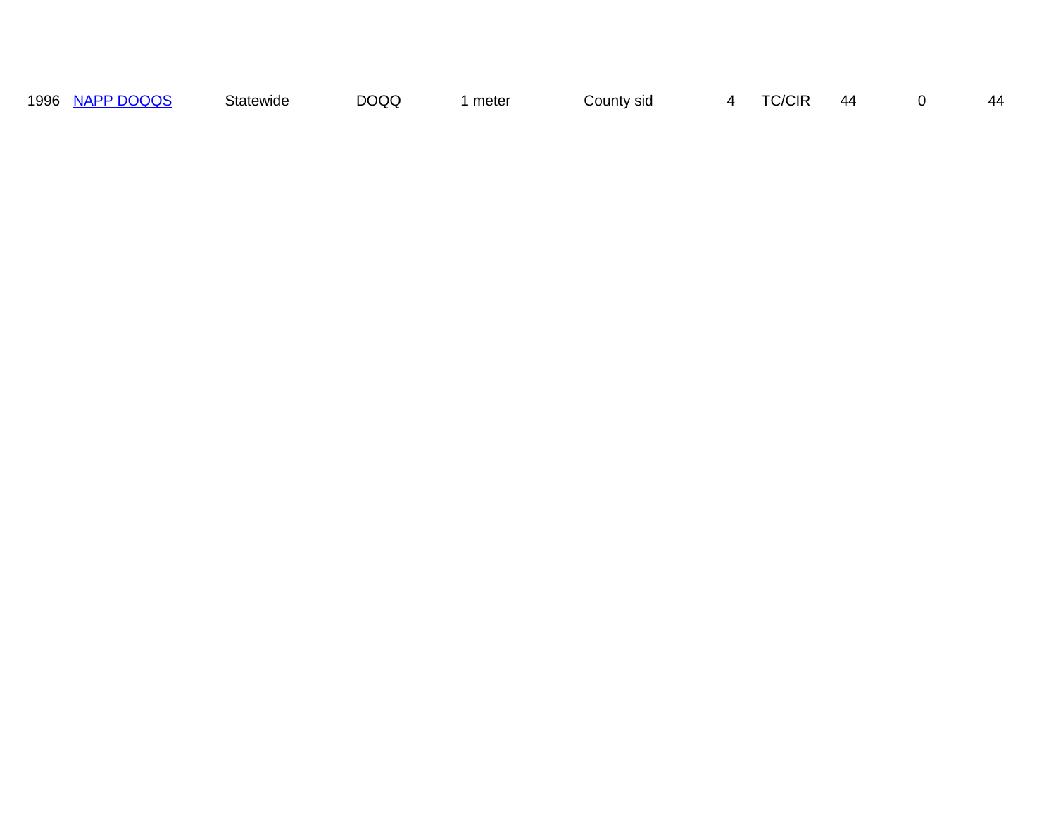| | | | | | | | | | | |
|---|---|---|---|---|---|---|---|---|---|---|
| 1996 | NAPP DOQQS | Statewide | DOQQ | 1 meter | County sid | 4 | TC/CIR | 44 | 0 | 44 |